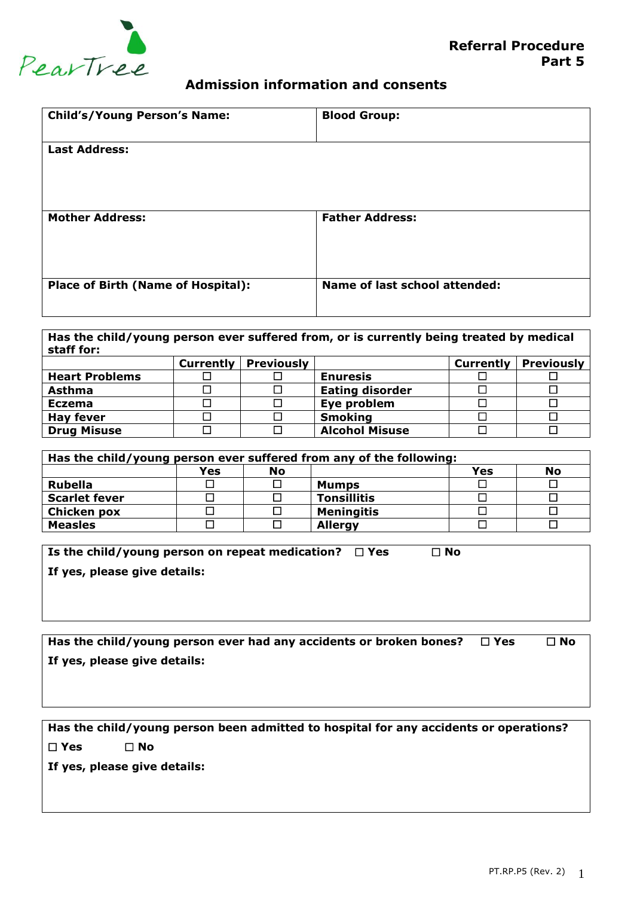PearTree

**Referral Procedure**
**Part 5**

## Admission information and consents

| **Child's/Young Person's Name:** | **Blood Group:** |
|---|---|
| **Last Address:** | |
| **Mother Address:** | **Father Address:** |
| **Place of Birth (Name of Hospital):** | **Name of last school attended:** |

**Has the child/young person ever suffered from, or is currently being treated by medical staff for:**

| | Currently | Previously | | Currently | Previously |
|---|---|---|---|---|---|
| **Heart Problems** | ☐ | ☐ | **Enuresis** | ☐ | ☐ |
| **Asthma** | ☐ | ☐ | **Eating disorder** | ☐ | ☐ |
| **Eczema** | ☐ | ☐ | **Eye problem** | ☐ | ☐ |
| **Hay fever** | ☐ | ☐ | **Smoking** | ☐ | ☐ |
| **Drug Misuse** | ☐ | ☐ | **Alcohol Misuse** | ☐ | ☐ |

**Has the child/young person ever suffered from any of the following:**

| | Yes | No | | Yes | No |
|---|---|---|---|---|---|
| **Rubella** | ☐ | ☐ | **Mumps** | ☐ | ☐ |
| **Scarlet fever** | ☐ | ☐ | **Tonsillitis** | ☐ | ☐ |
| **Chicken pox** | ☐ | ☐ | **Meningitis** | ☐ | ☐ |
| **Measles** | ☐ | ☐ | **Allergy** | ☐ | ☐ |

**Is the child/young person on repeat medication?** ☐ **Yes** ☐ **No**

**If yes, please give details:**

**Has the child/young person ever had any accidents or broken bones?** ☐ **Yes** ☐ **No**

**If yes, please give details:**

**Has the child/young person been admitted to hospital for any accidents or operations?**

☐ **Yes** ☐ **No**

**If yes, please give details:**

PT.RP.P5 (Rev. 2)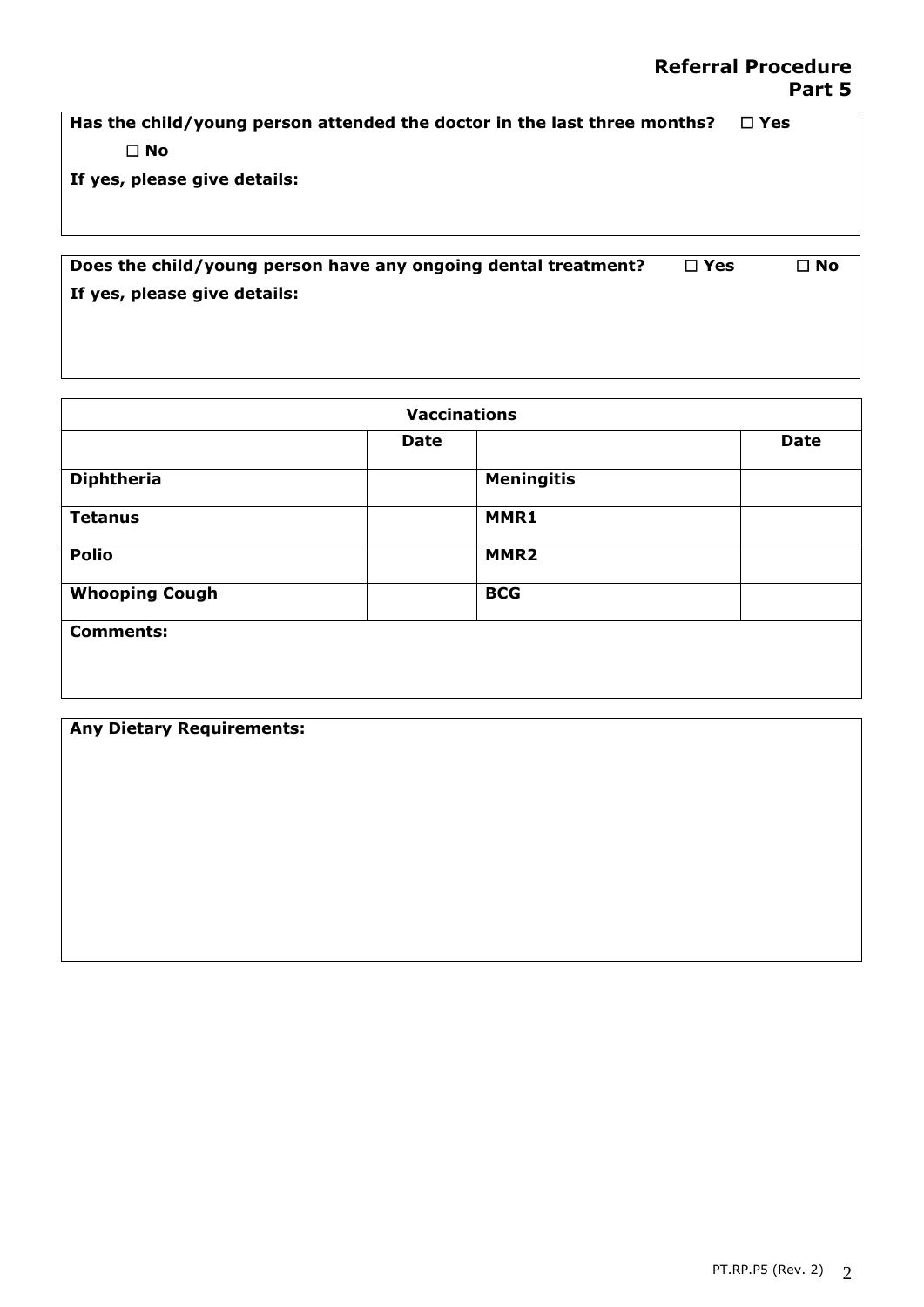## Referral Procedure Part 5

**Has the child/young person attended the doctor in the last three months?** ☐ **Yes** ☐ **No**

**If yes, please give details:**

**Does the child/young person have any ongoing dental treatment?** ☐ **Yes** ☐ **No**

**If yes, please give details:**

| Vaccinations | | | |
|---|---|---|---|
| | **Date** | | **Date** |
| **Diphtheria** | | **Meningitis** | |
| **Tetanus** | | **MMR1** | |
| **Polio** | | **MMR2** | |
| **Whooping Cough** | | **BCG** | |
| **Comments:** | | | |

**Any Dietary Requirements:**

PT.RP.P5 (Rev. 2)